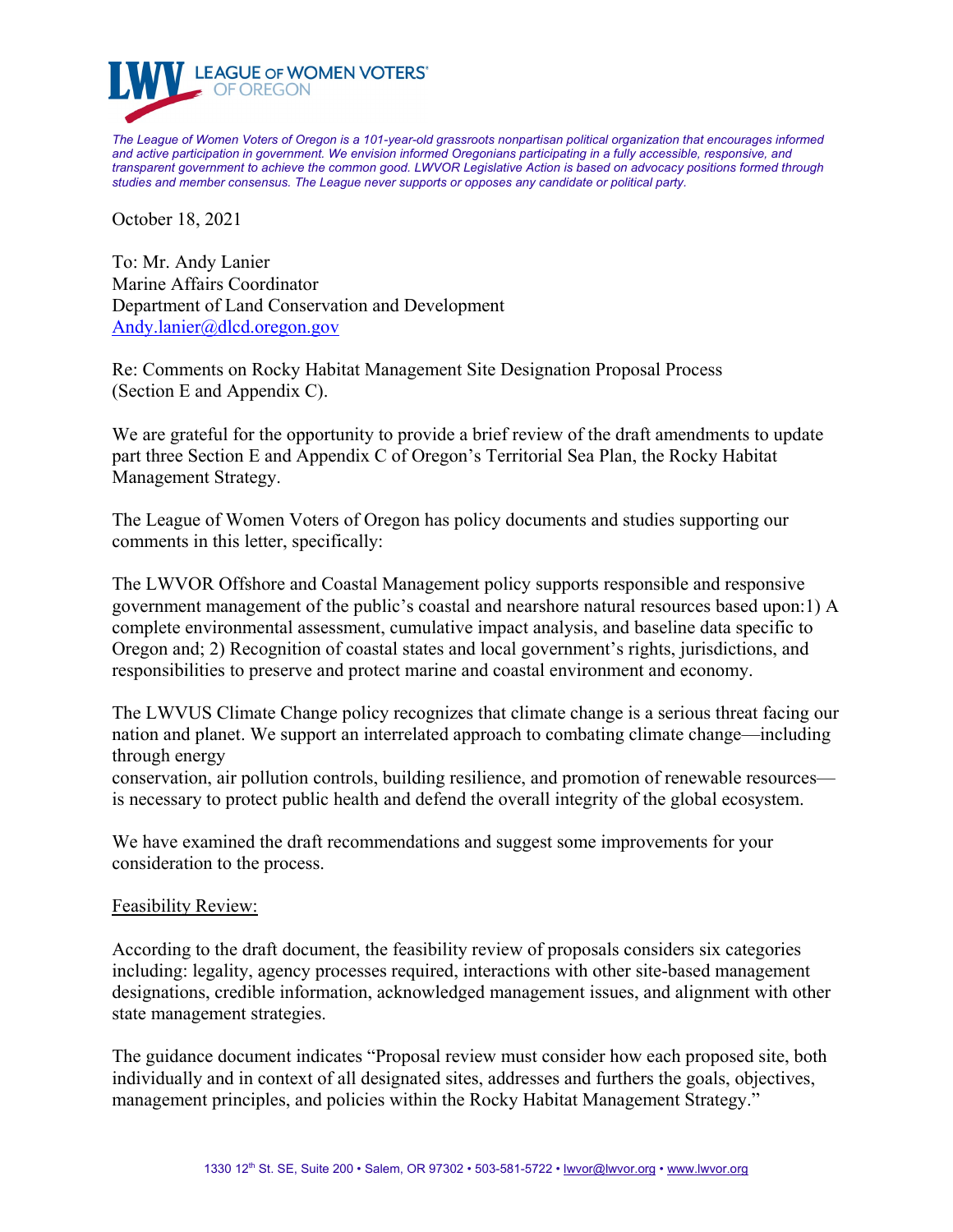**LEAGUE OF WOMEN VOTERS® OF OREGON**

*The League of Women Voters of Oregon is a 101-year-old grassroots nonpartisan political organization that encourages informed and active participation in government. We envision informed Oregonians participating in a fully accessible, responsive, and transparent government to achieve the common good. LWVOR Legislative Action is based on advocacy positions formed through studies and member consensus. The League never supports or opposes any candidate or political party.*

October 18, 2021

To: Mr. Andy Lanier
Marine Affairs Coordinator
Department of Land Conservation and Development
Andy.lanier@dlcd.oregon.gov

Re: Comments on Rocky Habitat Management Site Designation Proposal Process (Section E and Appendix C).

We are grateful for the opportunity to provide a brief review of the draft amendments to update part three Section E and Appendix C of Oregon's Territorial Sea Plan, the Rocky Habitat Management Strategy.

The League of Women Voters of Oregon has policy documents and studies supporting our comments in this letter, specifically:

The LWVOR Offshore and Coastal Management policy supports responsible and responsive government management of the public's coastal and nearshore natural resources based upon:1) A complete environmental assessment, cumulative impact analysis, and baseline data specific to Oregon and; 2) Recognition of coastal states and local government's rights, jurisdictions, and responsibilities to preserve and protect marine and coastal environment and economy.

The LWVUS Climate Change policy recognizes that climate change is a serious threat facing our nation and planet. We support an interrelated approach to combating climate change—including through energy conservation, air pollution controls, building resilience, and promotion of renewable resources—is necessary to protect public health and defend the overall integrity of the global ecosystem.

We have examined the draft recommendations and suggest some improvements for your consideration to the process.

<u>Feasibility Review:</u>

According to the draft document, the feasibility review of proposals considers six categories including: legality, agency processes required, interactions with other site-based management designations, credible information, acknowledged management issues, and alignment with other state management strategies.

The guidance document indicates "Proposal review must consider how each proposed site, both individually and in context of all designated sites, addresses and furthers the goals, objectives, management principles, and policies within the Rocky Habitat Management Strategy."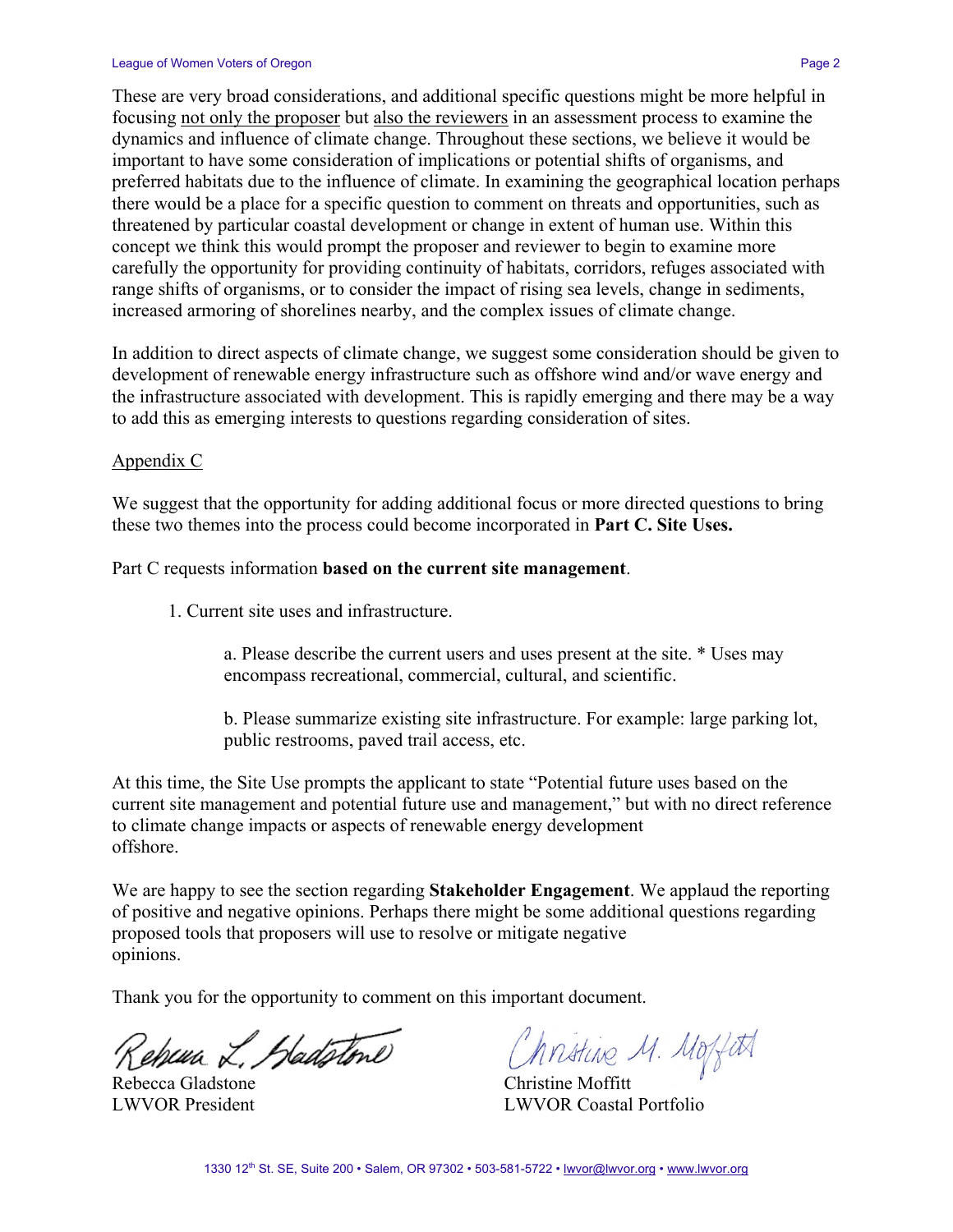These are very broad considerations, and additional specific questions might be more helpful in focusing <u>not only the proposer</u> but <u>also the reviewers</u> in an assessment process to examine the dynamics and influence of climate change. Throughout these sections, we believe it would be important to have some consideration of implications or potential shifts of organisms, and preferred habitats due to the influence of climate. In examining the geographical location perhaps there would be a place for a specific question to comment on threats and opportunities, such as threatened by particular coastal development or change in extent of human use. Within this concept we think this would prompt the proposer and reviewer to begin to examine more carefully the opportunity for providing continuity of habitats, corridors, refuges associated with range shifts of organisms, or to consider the impact of rising sea levels, change in sediments, increased armoring of shorelines nearby, and the complex issues of climate change.

In addition to direct aspects of climate change, we suggest some consideration should be given to development of renewable energy infrastructure such as offshore wind and/or wave energy and the infrastructure associated with development. This is rapidly emerging and there may be a way to add this as emerging interests to questions regarding consideration of sites.

<u>Appendix C</u>

We suggest that the opportunity for adding additional focus or more directed questions to bring these two themes into the process could become incorporated in **Part C. Site Uses.**

Part C requests information **based on the current site management**.

1. Current site uses and infrastructure.

    a. Please describe the current users and uses present at the site. * Uses may encompass recreational, commercial, cultural, and scientific.

    b. Please summarize existing site infrastructure. For example: large parking lot, public restrooms, paved trail access, etc.

At this time, the Site Use prompts the applicant to state "Potential future uses based on the current site management and potential future use and management," but with no direct reference to climate change impacts or aspects of renewable energy development offshore.

We are happy to see the section regarding **Stakeholder Engagement**. We applaud the reporting of positive and negative opinions. Perhaps there might be some additional questions regarding proposed tools that proposers will use to resolve or mitigate negative opinions.

Thank you for the opportunity to comment on this important document.

Rebecca L. Gladstone
Rebecca Gladstone
LWVOR President

Christine M. Moffitt
Christine Moffitt
LWVOR Coastal Portfolio

1330 12th St. SE, Suite 200 • Salem, OR 97302 • 503-581-5722 • lwvor@lwvor.org • www.lwvor.org